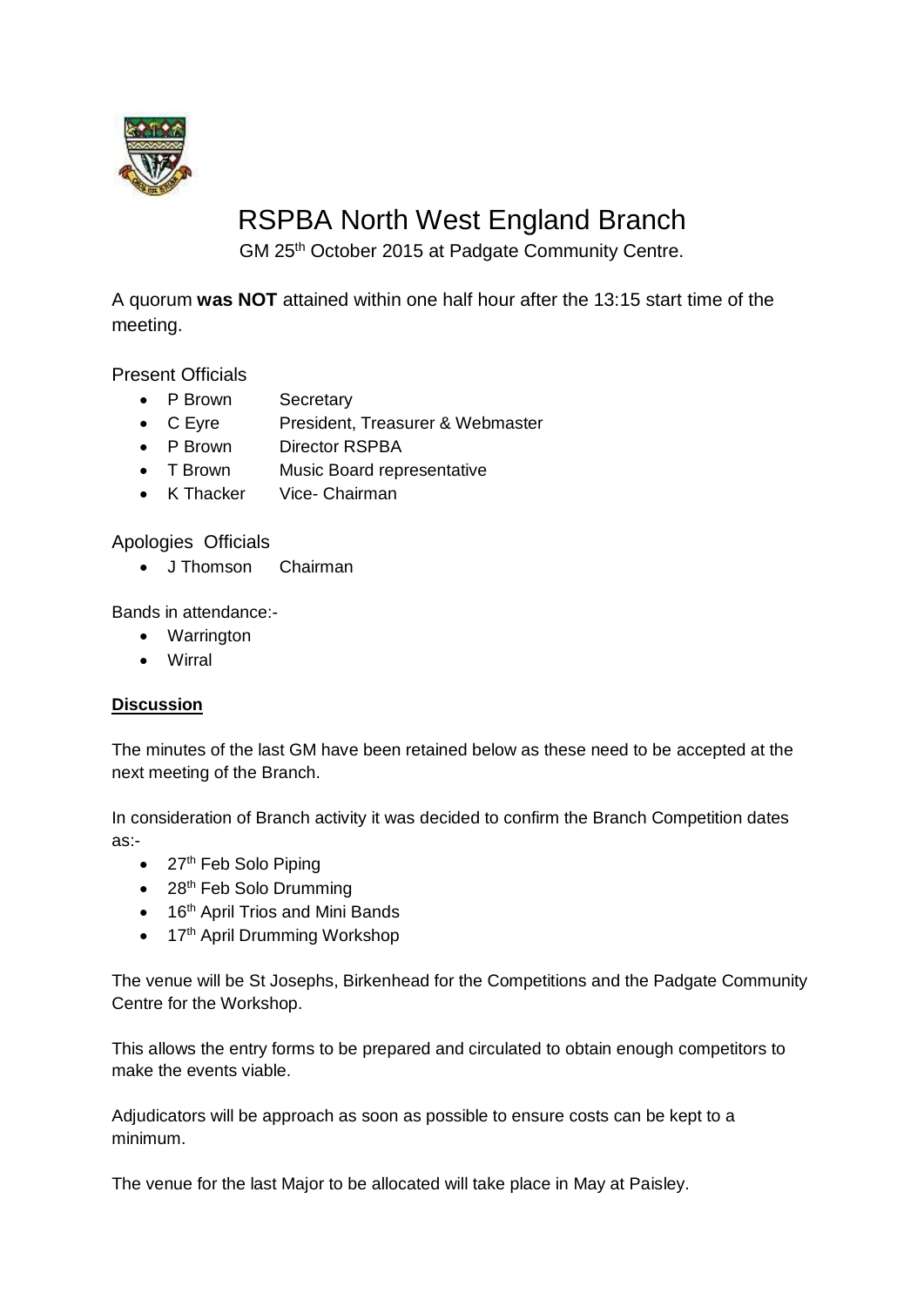# RSPBA North West England Branch

GM 25th October 2015 at Padgate Community Centre.

A quorum **was NOT** attained within one half hour after the 13:15 start time of the meeting.

## Present Officials

- P Brown Secretary
- C Eyre President, Treasurer & Webmaster
- P Brown Director RSPBA
- T Brown Music Board representative
- K Thacker Vice- Chairman

## Apologies Officials

- J Thomson Chairman

Bands in attendance:-

- Warrington
- Wirral

**Discussion**

The minutes of the last GM have been retained below as these need to be accepted at the next meeting of the Branch.

In consideration of Branch activity it was decided to confirm the Branch Competition dates as:-

- 27th Feb Solo Piping
- 28th Feb Solo Drumming
- 16th April Trios and Mini Bands
- 17th April Drumming Workshop

The venue will be St Josephs, Birkenhead for the Competitions and the Padgate Community Centre for the Workshop.

This allows the entry forms to be prepared and circulated to obtain enough competitors to make the events viable.

Adjudicators will be approach as soon as possible to ensure costs can be kept to a minimum.

The venue for the last Major to be allocated will take place in May at Paisley.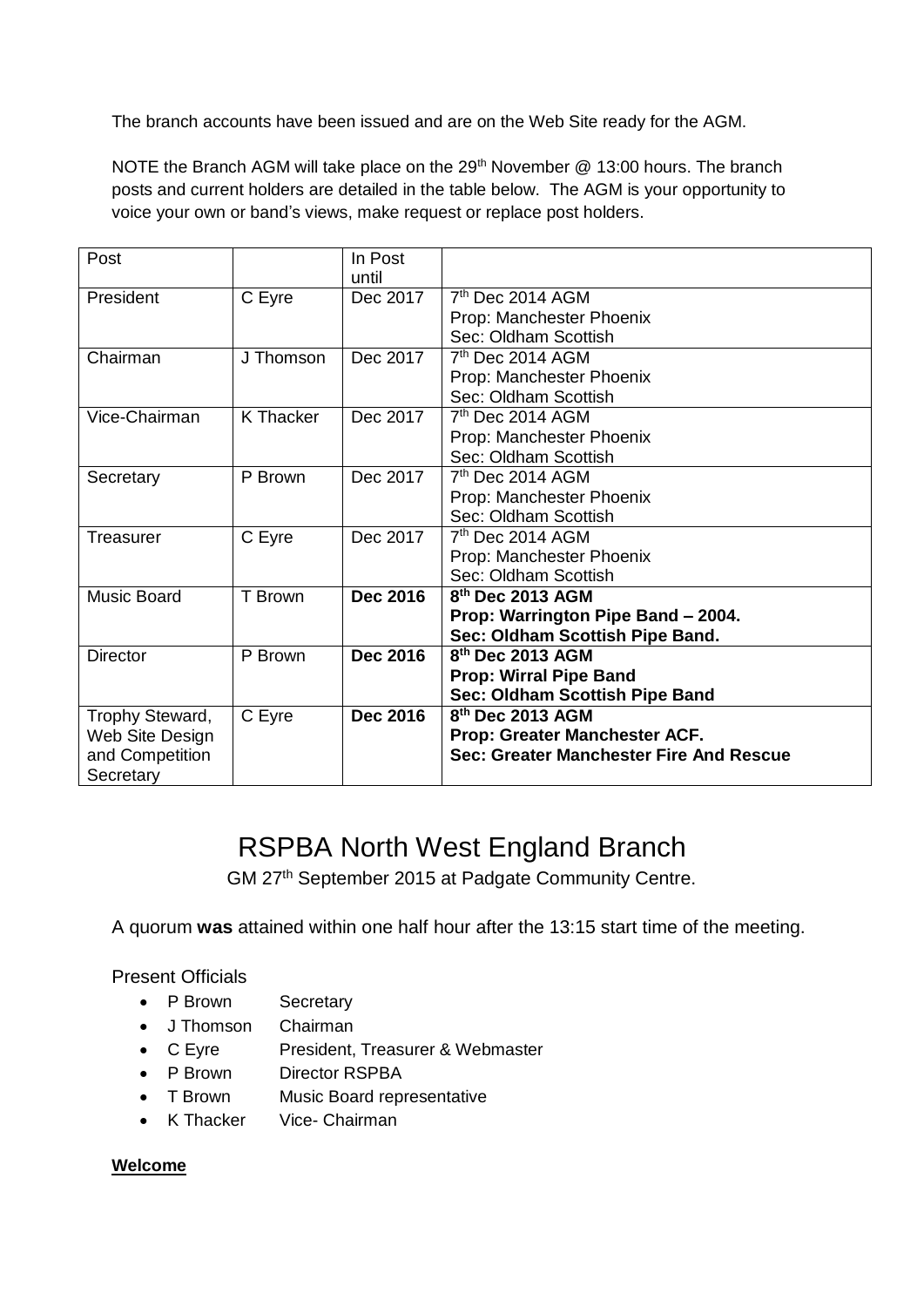The branch accounts have been issued and are on the Web Site ready for the AGM.

NOTE the Branch AGM will take place on the 29th November @ 13:00 hours. The branch posts and current holders are detailed in the table below. The AGM is your opportunity to voice your own or band's views, make request or replace post holders.

| Post | | In Post until | |
|---|---|---|---|
| President | C Eyre | Dec 2017 | 7th Dec 2014 AGM<br>Prop: Manchester Phoenix<br>Sec: Oldham Scottish |
| Chairman | J Thomson | Dec 2017 | 7th Dec 2014 AGM<br>Prop: Manchester Phoenix<br>Sec: Oldham Scottish |
| Vice-Chairman | K Thacker | Dec 2017 | 7th Dec 2014 AGM<br>Prop: Manchester Phoenix<br>Sec: Oldham Scottish |
| Secretary | P Brown | Dec 2017 | 7th Dec 2014 AGM<br>Prop: Manchester Phoenix<br>Sec: Oldham Scottish |
| Treasurer | C Eyre | Dec 2017 | 7th Dec 2014 AGM<br>Prop: Manchester Phoenix<br>Sec: Oldham Scottish |
| Music Board | T Brown | **Dec 2016** | **8th Dec 2013 AGM**<br>**Prop: Warrington Pipe Band – 2004.**<br>**Sec: Oldham Scottish Pipe Band.** |
| Director | P Brown | **Dec 2016** | **8th Dec 2013 AGM**<br>**Prop: Wirral Pipe Band**<br>**Sec: Oldham Scottish Pipe Band** |
| Trophy Steward, Web Site Design and Competition Secretary | C Eyre | **Dec 2016** | **8th Dec 2013 AGM**<br>**Prop: Greater Manchester ACF.**<br>**Sec: Greater Manchester Fire And Rescue** |

# RSPBA North West England Branch

GM 27th September 2015 at Padgate Community Centre.

A quorum **was** attained within one half hour after the 13:15 start time of the meeting.

Present Officials

- P Brown Secretary
- J Thomson Chairman
- C Eyre President, Treasurer & Webmaster
- P Brown Director RSPBA
- T Brown Music Board representative
- K Thacker Vice- Chairman

**Welcome**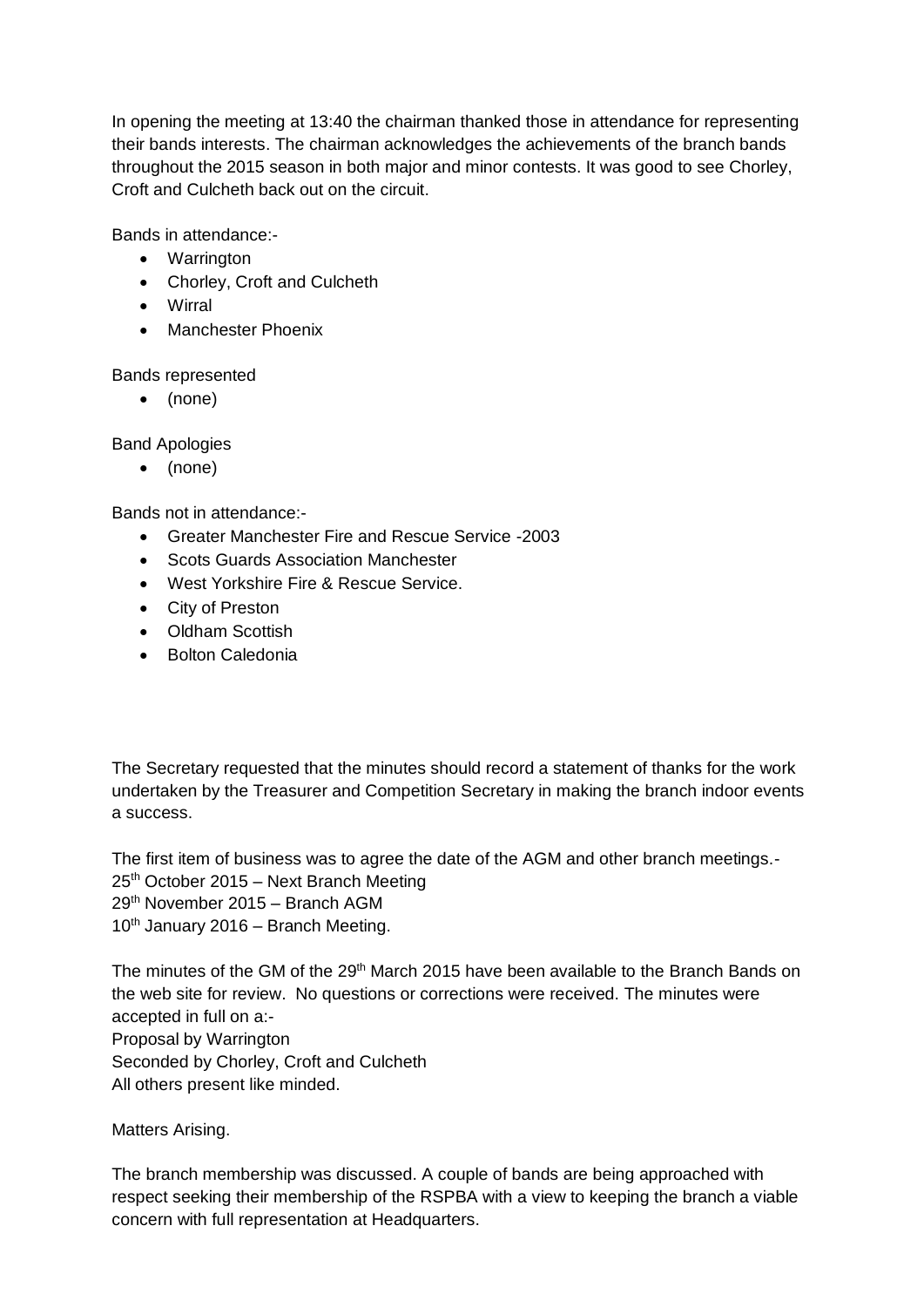In opening the meeting at 13:40 the chairman thanked those in attendance for representing their bands interests. The chairman acknowledges the achievements of the branch bands throughout the 2015 season in both major and minor contests. It was good to see Chorley, Croft and Culcheth back out on the circuit.

Bands in attendance:-

- Warrington
- Chorley, Croft and Culcheth
- Wirral
- Manchester Phoenix

Bands represented

- (none)

Band Apologies

- (none)

Bands not in attendance:-

- Greater Manchester Fire and Rescue Service -2003
- Scots Guards Association Manchester
- West Yorkshire Fire & Rescue Service.
- City of Preston
- Oldham Scottish
- Bolton Caledonia

The Secretary requested that the minutes should record a statement of thanks for the work undertaken by the Treasurer and Competition Secretary in making the branch indoor events a success.

The first item of business was to agree the date of the AGM and other branch meetings.-
25th October 2015 – Next Branch Meeting
29th November 2015 – Branch AGM
10th January 2016 – Branch Meeting.

The minutes of the GM of the 29th March 2015 have been available to the Branch Bands on the web site for review. No questions or corrections were received. The minutes were accepted in full on a:-
Proposal by Warrington
Seconded by Chorley, Croft and Culcheth
All others present like minded.

Matters Arising.

The branch membership was discussed. A couple of bands are being approached with respect seeking their membership of the RSPBA with a view to keeping the branch a viable concern with full representation at Headquarters.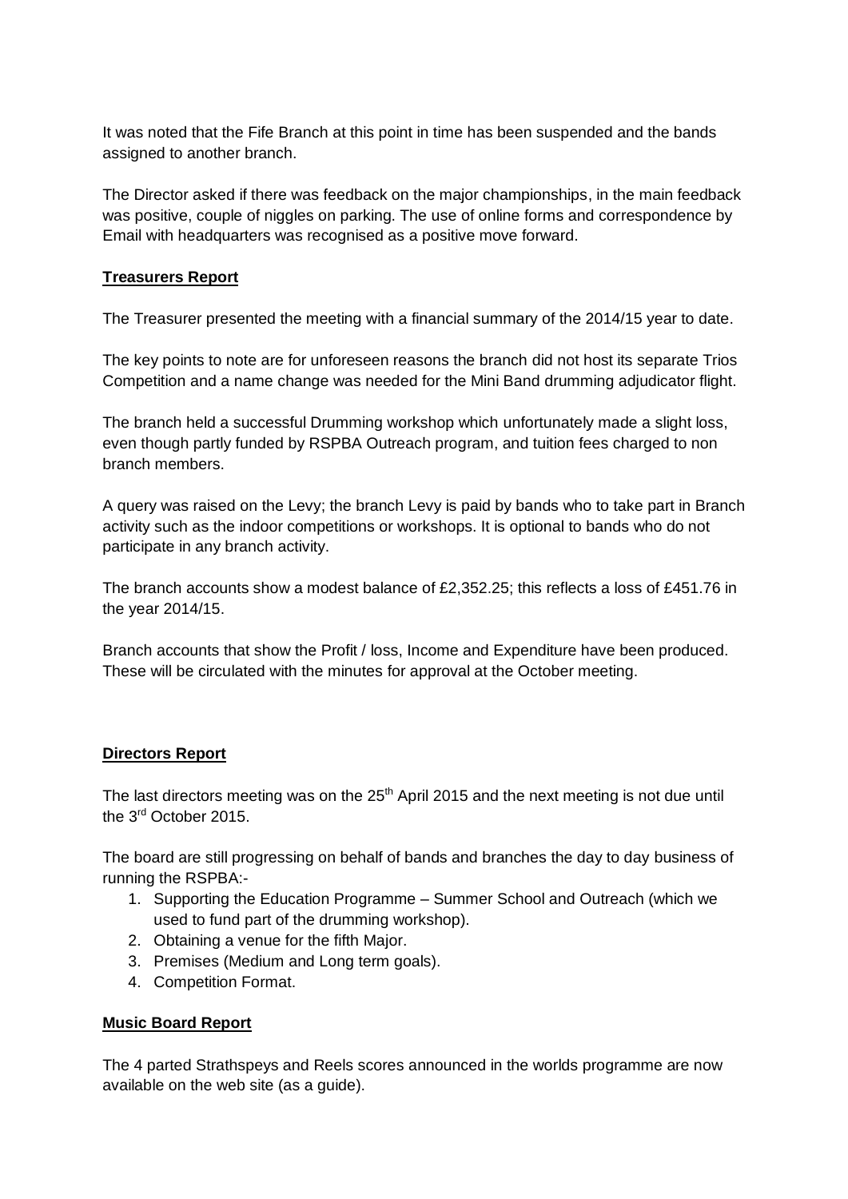It was noted that the Fife Branch at this point in time has been suspended and the bands assigned to another branch.

The Director asked if there was feedback on the major championships, in the main feedback was positive, couple of niggles on parking. The use of online forms and correspondence by Email with headquarters was recognised as a positive move forward.

## Treasurers Report

The Treasurer presented the meeting with a financial summary of the 2014/15 year to date.

The key points to note are for unforeseen reasons the branch did not host its separate Trios Competition and a name change was needed for the Mini Band drumming adjudicator flight.

The branch held a successful Drumming workshop which unfortunately made a slight loss, even though partly funded by RSPBA Outreach program, and tuition fees charged to non branch members.

A query was raised on the Levy; the branch Levy is paid by bands who to take part in Branch activity such as the indoor competitions or workshops. It is optional to bands who do not participate in any branch activity.

The branch accounts show a modest balance of £2,352.25; this reflects a loss of £451.76 in the year 2014/15.

Branch accounts that show the Profit / loss, Income and Expenditure have been produced. These will be circulated with the minutes for approval at the October meeting.

## Directors Report

The last directors meeting was on the 25th April 2015 and the next meeting is not due until the 3rd October 2015.

The board are still progressing on behalf of bands and branches the day to day business of running the RSPBA:-

1. Supporting the Education Programme – Summer School and Outreach (which we used to fund part of the drumming workshop).
2. Obtaining a venue for the fifth Major.
3. Premises (Medium and Long term goals).
4. Competition Format.

## Music Board Report

The 4 parted Strathspeys and Reels scores announced in the worlds programme are now available on the web site (as a guide).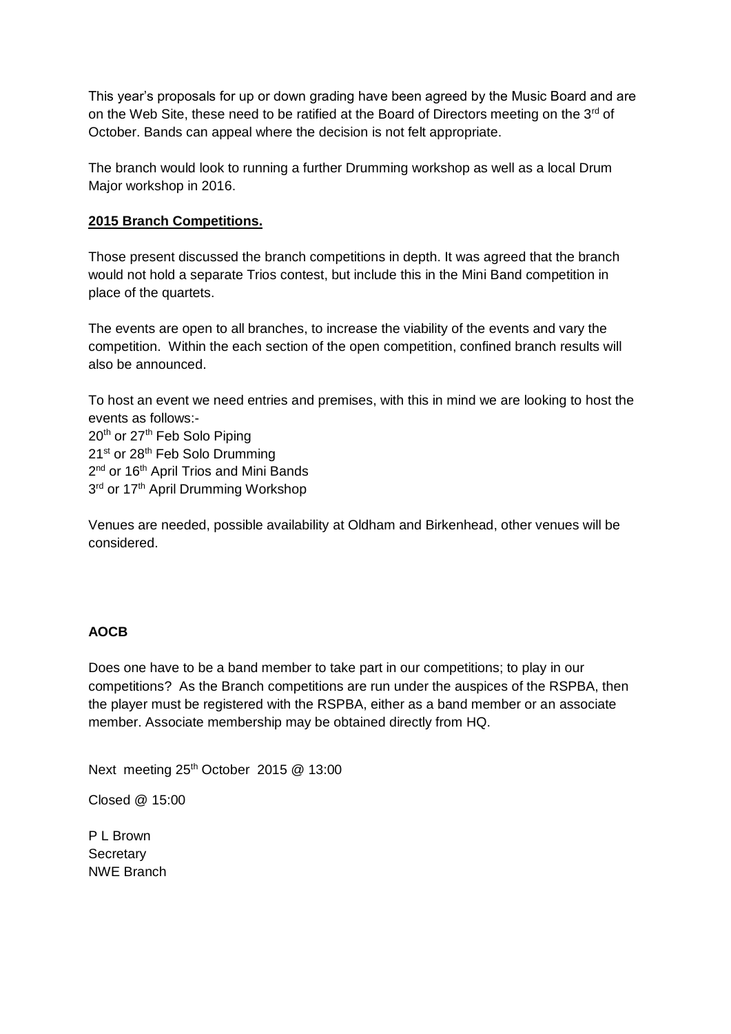This year's proposals for up or down grading have been agreed by the Music Board and are on the Web Site, these need to be ratified at the Board of Directors meeting on the 3rd of October. Bands can appeal where the decision is not felt appropriate.

The branch would look to running a further Drumming workshop as well as a local Drum Major workshop in 2016.

**2015 Branch Competitions.**

Those present discussed the branch competitions in depth. It was agreed that the branch would not hold a separate Trios contest, but include this in the Mini Band competition in place of the quartets.

The events are open to all branches, to increase the viability of the events and vary the competition. Within the each section of the open competition, confined branch results will also be announced.

To host an event we need entries and premises, with this in mind we are looking to host the events as follows:-
20th or 27th Feb Solo Piping
21st or 28th Feb Solo Drumming
2nd or 16th April Trios and Mini Bands
3rd or 17th April Drumming Workshop

Venues are needed, possible availability at Oldham and Birkenhead, other venues will be considered.

**AOCB**

Does one have to be a band member to take part in our competitions; to play in our competitions? As the Branch competitions are run under the auspices of the RSPBA, then the player must be registered with the RSPBA, either as a band member or an associate member. Associate membership may be obtained directly from HQ.

Next meeting 25th October 2015 @ 13:00

Closed @ 15:00

P L Brown
Secretary
NWE Branch